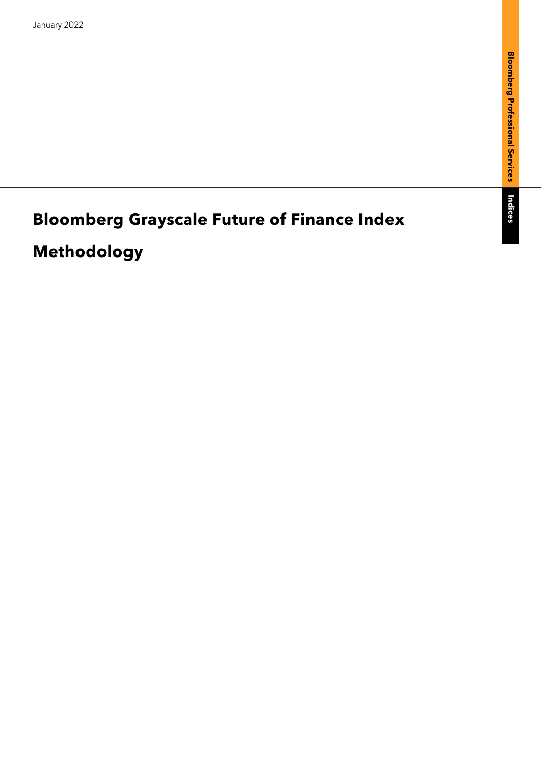January 2022

# Bloomberg Grayscale Future of Finance Index

# Methodology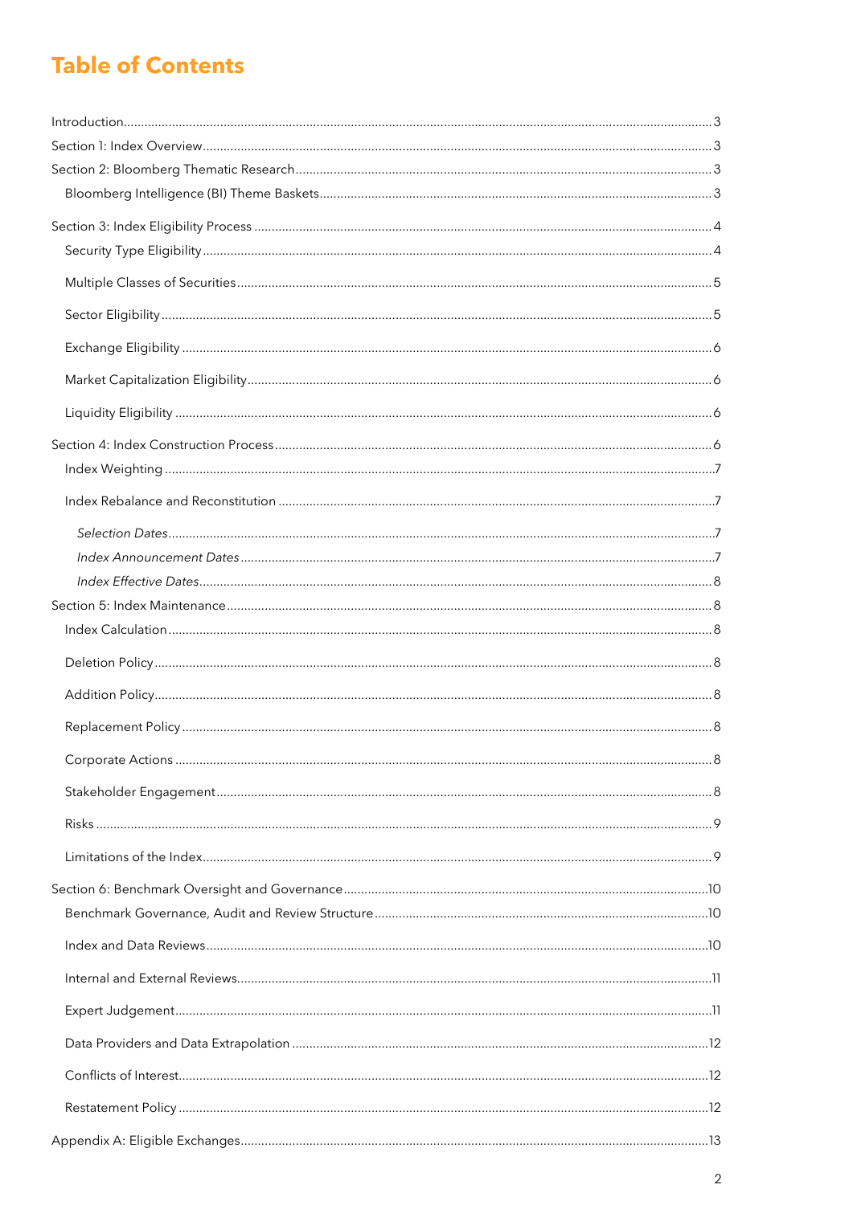# Table of Contents

Introduction ... 3
Section 1: Index Overview ... 3
Section 2: Bloomberg Thematic Research ... 3
- Bloomberg Intelligence (BI) Theme Baskets ... 3

Section 3: Index Eligibility Process ... 4
- Security Type Eligibility ... 4
- Multiple Classes of Securities ... 5
- Sector Eligibility ... 5
- Exchange Eligibility ... 6
- Market Capitalization Eligibility ... 6
- Liquidity Eligibility ... 6

Section 4: Index Construction Process ... 6
- Index Weighting ... 7
- Index Rebalance and Reconstitution ... 7
  - *Selection Dates* ... 7
  - *Index Announcement Dates* ... 7
  - *Index Effective Dates* ... 8

Section 5: Index Maintenance ... 8
- Index Calculation ... 8
- Deletion Policy ... 8
- Addition Policy ... 8
- Replacement Policy ... 8
- Corporate Actions ... 8
- Stakeholder Engagement ... 8
- Risks ... 9
- Limitations of the Index ... 9

Section 6: Benchmark Oversight and Governance ... 10
- Benchmark Governance, Audit and Review Structure ... 10
- Index and Data Reviews ... 10
- Internal and External Reviews ... 11
- Expert Judgement ... 11
- Data Providers and Data Extrapolation ... 12
- Conflicts of Interest ... 12
- Restatement Policy ... 12

Appendix A: Eligible Exchanges ... 13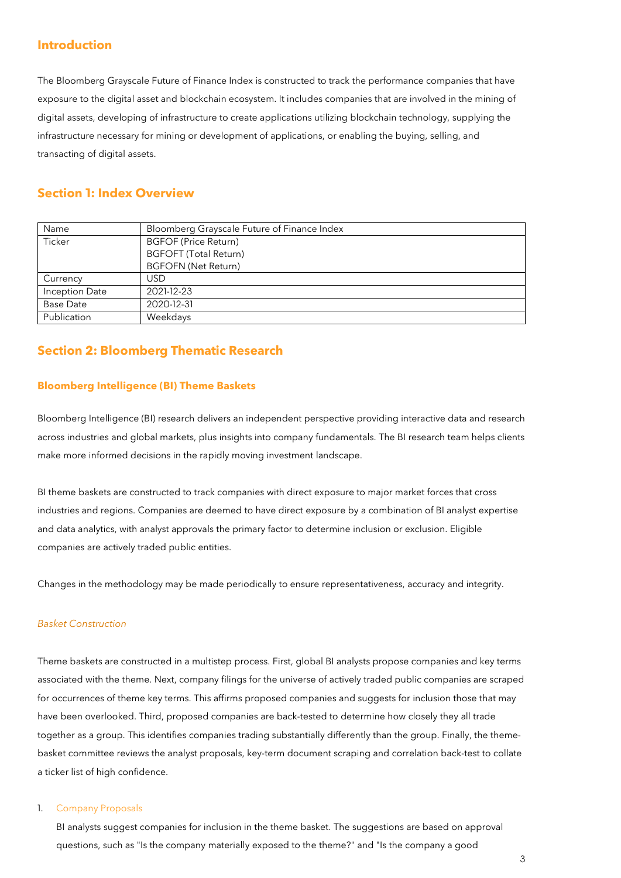## Introduction

The Bloomberg Grayscale Future of Finance Index is constructed to track the performance companies that have exposure to the digital asset and blockchain ecosystem. It includes companies that are involved in the mining of digital assets, developing of infrastructure to create applications utilizing blockchain technology, supplying the infrastructure necessary for mining or development of applications, or enabling the buying, selling, and transacting of digital assets.

## Section 1: Index Overview

| Name | Bloomberg Grayscale Future of Finance Index |
|---|---|
| Ticker | BGFOF (Price Return)<br>BGFOFT (Total Return)<br>BGFOFN (Net Return) |
| Currency | USD |
| Inception Date | 2021-12-23 |
| Base Date | 2020-12-31 |
| Publication | Weekdays |

## Section 2: Bloomberg Thematic Research

### Bloomberg Intelligence (BI) Theme Baskets

Bloomberg Intelligence (BI) research delivers an independent perspective providing interactive data and research across industries and global markets, plus insights into company fundamentals. The BI research team helps clients make more informed decisions in the rapidly moving investment landscape.

BI theme baskets are constructed to track companies with direct exposure to major market forces that cross industries and regions. Companies are deemed to have direct exposure by a combination of BI analyst expertise and data analytics, with analyst approvals the primary factor to determine inclusion or exclusion. Eligible companies are actively traded public entities.

Changes in the methodology may be made periodically to ensure representativeness, accuracy and integrity.

*Basket Construction*

Theme baskets are constructed in a multistep process. First, global BI analysts propose companies and key terms associated with the theme. Next, company filings for the universe of actively traded public companies are scraped for occurrences of theme key terms. This affirms proposed companies and suggests for inclusion those that may have been overlooked. Third, proposed companies are back-tested to determine how closely they all trade together as a group. This identifies companies trading substantially differently than the group. Finally, the theme-basket committee reviews the analyst proposals, key-term document scraping and correlation back-test to collate a ticker list of high confidence.

1. Company Proposals

   BI analysts suggest companies for inclusion in the theme basket. The suggestions are based on approval questions, such as "Is the company materially exposed to the theme?" and "Is the company a good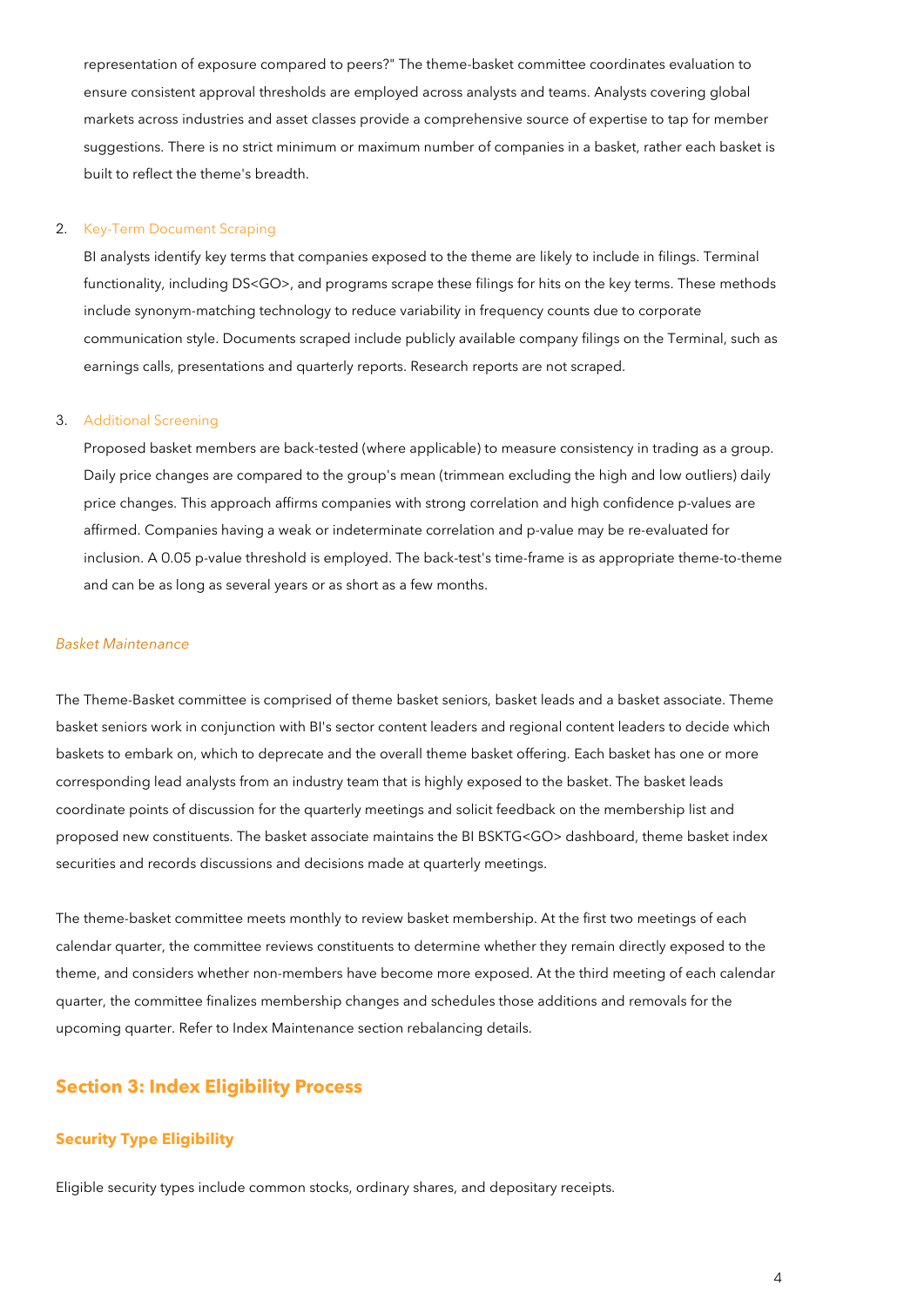representation of exposure compared to peers?" The theme-basket committee coordinates evaluation to ensure consistent approval thresholds are employed across analysts and teams. Analysts covering global markets across industries and asset classes provide a comprehensive source of expertise to tap for member suggestions. There is no strict minimum or maximum number of companies in a basket, rather each basket is built to reflect the theme's breadth.

2. Key-Term Document Scraping

   BI analysts identify key terms that companies exposed to the theme are likely to include in filings. Terminal functionality, including DS<GO>, and programs scrape these filings for hits on the key terms. These methods include synonym-matching technology to reduce variability in frequency counts due to corporate communication style. Documents scraped include publicly available company filings on the Terminal, such as earnings calls, presentations and quarterly reports. Research reports are not scraped.

3. Additional Screening

   Proposed basket members are back-tested (where applicable) to measure consistency in trading as a group. Daily price changes are compared to the group's mean (trimmean excluding the high and low outliers) daily price changes. This approach affirms companies with strong correlation and high confidence p-values are affirmed. Companies having a weak or indeterminate correlation and p-value may be re-evaluated for inclusion. A 0.05 p-value threshold is employed. The back-test's time-frame is as appropriate theme-to-theme and can be as long as several years or as short as a few months.

*Basket Maintenance*

The Theme-Basket committee is comprised of theme basket seniors, basket leads and a basket associate. Theme basket seniors work in conjunction with BI's sector content leaders and regional content leaders to decide which baskets to embark on, which to deprecate and the overall theme basket offering. Each basket has one or more corresponding lead analysts from an industry team that is highly exposed to the basket. The basket leads coordinate points of discussion for the quarterly meetings and solicit feedback on the membership list and proposed new constituents. The basket associate maintains the BI BSKTG<GO> dashboard, theme basket index securities and records discussions and decisions made at quarterly meetings.

The theme-basket committee meets monthly to review basket membership. At the first two meetings of each calendar quarter, the committee reviews constituents to determine whether they remain directly exposed to the theme, and considers whether non-members have become more exposed. At the third meeting of each calendar quarter, the committee finalizes membership changes and schedules those additions and removals for the upcoming quarter. Refer to Index Maintenance section rebalancing details.

## Section 3: Index Eligibility Process

### Security Type Eligibility

Eligible security types include common stocks, ordinary shares, and depositary receipts.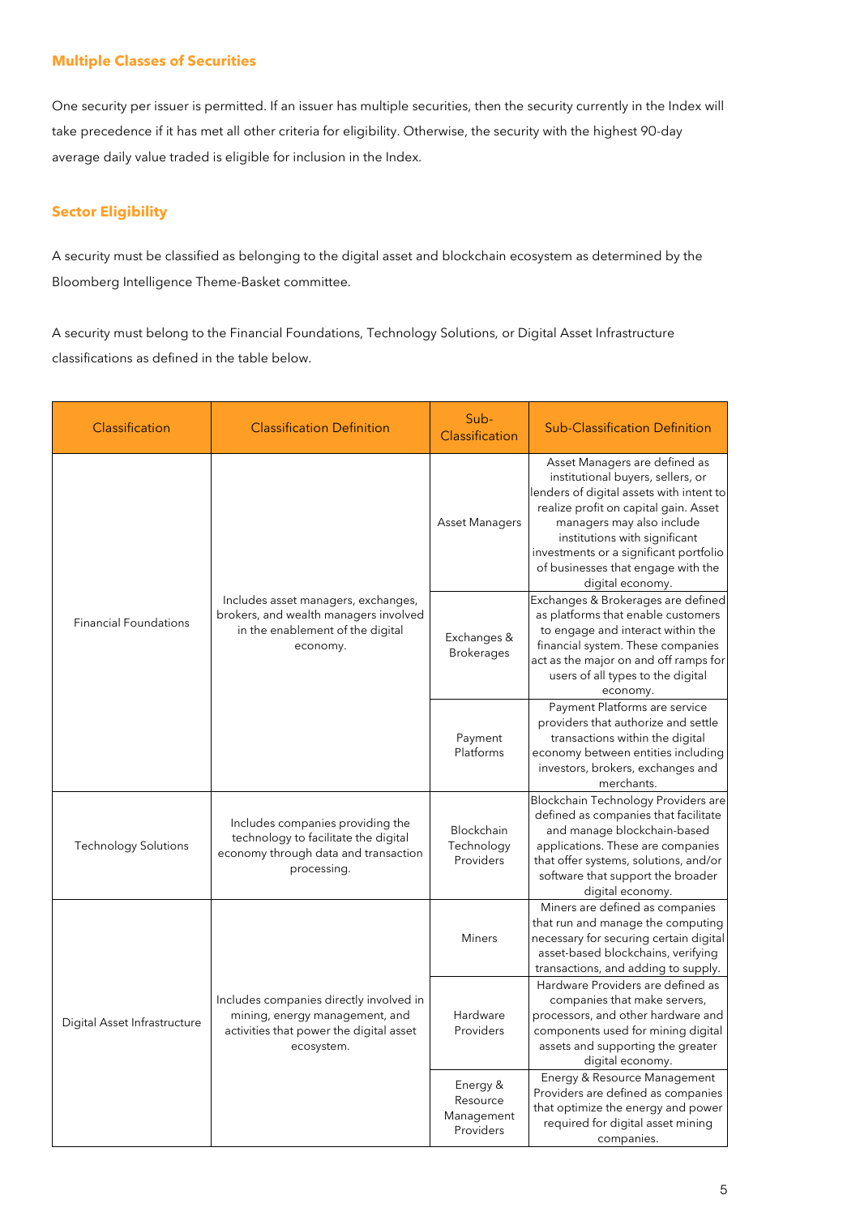### Multiple Classes of Securities

One security per issuer is permitted. If an issuer has multiple securities, then the security currently in the Index will take precedence if it has met all other criteria for eligibility. Otherwise, the security with the highest 90-day average daily value traded is eligible for inclusion in the Index.

### Sector Eligibility

A security must be classified as belonging to the digital asset and blockchain ecosystem as determined by the Bloomberg Intelligence Theme-Basket committee.

A security must belong to the Financial Foundations, Technology Solutions, or Digital Asset Infrastructure classifications as defined in the table below.

| Classification | Classification Definition | Sub-Classification | Sub-Classification Definition |
|---|---|---|---|
| Financial Foundations | Includes asset managers, exchanges, brokers, and wealth managers involved in the enablement of the digital economy. | Asset Managers | Asset Managers are defined as institutional buyers, sellers, or lenders of digital assets with intent to realize profit on capital gain. Asset managers may also include institutions with significant investments or a significant portfolio of businesses that engage with the digital economy. |
| | | Exchanges & Brokerages | Exchanges & Brokerages are defined as platforms that enable customers to engage and interact within the financial system. These companies act as the major on and off ramps for users of all types to the digital economy. |
| | | Payment Platforms | Payment Platforms are service providers that authorize and settle transactions within the digital economy between entities including investors, brokers, exchanges and merchants. |
| Technology Solutions | Includes companies providing the technology to facilitate the digital economy through data and transaction processing. | Blockchain Technology Providers | Blockchain Technology Providers are defined as companies that facilitate and manage blockchain-based applications. These are companies that offer systems, solutions, and/or software that support the broader digital economy. |
| Digital Asset Infrastructure | Includes companies directly involved in mining, energy management, and activities that power the digital asset ecosystem. | Miners | Miners are defined as companies that run and manage the computing necessary for securing certain digital asset-based blockchains, verifying transactions, and adding to supply. |
| | | Hardware Providers | Hardware Providers are defined as companies that make servers, processors, and other hardware and components used for mining digital assets and supporting the greater digital economy. |
| | | Energy & Resource Management Providers | Energy & Resource Management Providers are defined as companies that optimize the energy and power required for digital asset mining companies. |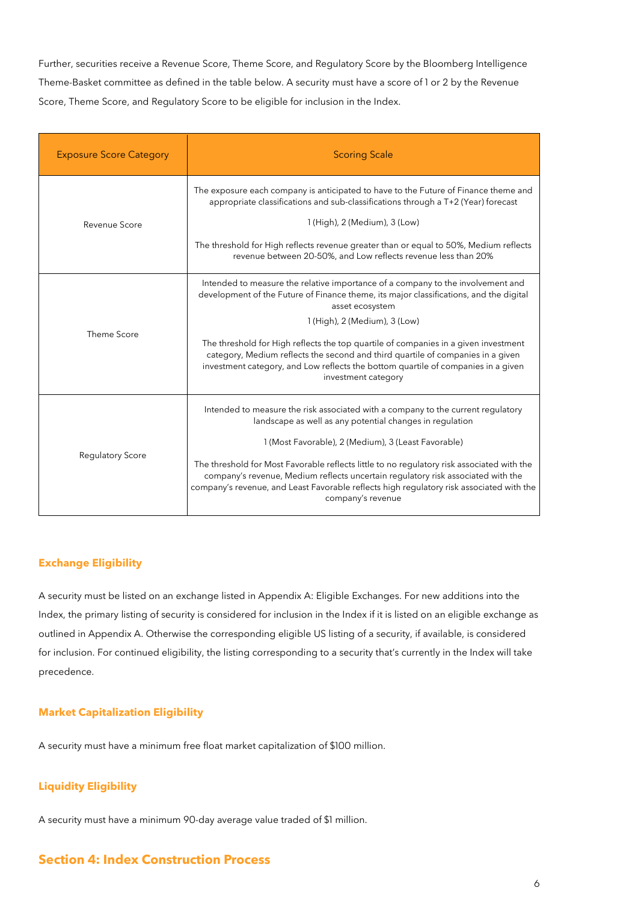Further, securities receive a Revenue Score, Theme Score, and Regulatory Score by the Bloomberg Intelligence Theme-Basket committee as defined in the table below. A security must have a score of 1 or 2 by the Revenue Score, Theme Score, and Regulatory Score to be eligible for inclusion in the Index.

| Exposure Score Category | Scoring Scale |
| --- | --- |
| Revenue Score | The exposure each company is anticipated to have to the Future of Finance theme and appropriate classifications and sub-classifications through a T+2 (Year) forecast<br><br>1 (High), 2 (Medium), 3 (Low)<br><br>The threshold for High reflects revenue greater than or equal to 50%, Medium reflects revenue between 20-50%, and Low reflects revenue less than 20% |
| Theme Score | Intended to measure the relative importance of a company to the involvement and development of the Future of Finance theme, its major classifications, and the digital asset ecosystem<br><br>1 (High), 2 (Medium), 3 (Low)<br><br>The threshold for High reflects the top quartile of companies in a given investment category, Medium reflects the second and third quartile of companies in a given investment category, and Low reflects the bottom quartile of companies in a given investment category |
| Regulatory Score | Intended to measure the risk associated with a company to the current regulatory landscape as well as any potential changes in regulation<br><br>1 (Most Favorable), 2 (Medium), 3 (Least Favorable)<br><br>The threshold for Most Favorable reflects little to no regulatory risk associated with the company's revenue, Medium reflects uncertain regulatory risk associated with the company's revenue, and Least Favorable reflects high regulatory risk associated with the company's revenue |

### Exchange Eligibility

A security must be listed on an exchange listed in Appendix A: Eligible Exchanges. For new additions into the Index, the primary listing of security is considered for inclusion in the Index if it is listed on an eligible exchange as outlined in Appendix A. Otherwise the corresponding eligible US listing of a security, if available, is considered for inclusion. For continued eligibility, the listing corresponding to a security that's currently in the Index will take precedence.

### Market Capitalization Eligibility

A security must have a minimum free float market capitalization of $100 million.

### Liquidity Eligibility

A security must have a minimum 90-day average value traded of $1 million.

## Section 4: Index Construction Process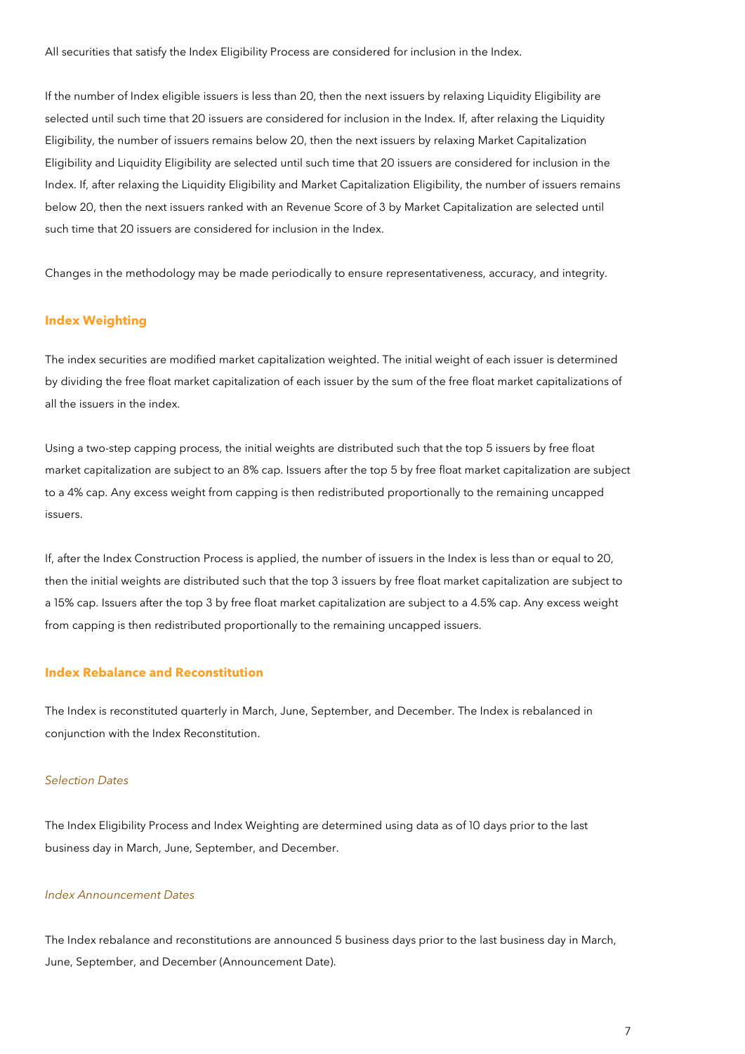All securities that satisfy the Index Eligibility Process are considered for inclusion in the Index.

If the number of Index eligible issuers is less than 20, then the next issuers by relaxing Liquidity Eligibility are selected until such time that 20 issuers are considered for inclusion in the Index. If, after relaxing the Liquidity Eligibility, the number of issuers remains below 20, then the next issuers by relaxing Market Capitalization Eligibility and Liquidity Eligibility are selected until such time that 20 issuers are considered for inclusion in the Index. If, after relaxing the Liquidity Eligibility and Market Capitalization Eligibility, the number of issuers remains below 20, then the next issuers ranked with an Revenue Score of 3 by Market Capitalization are selected until such time that 20 issuers are considered for inclusion in the Index.

Changes in the methodology may be made periodically to ensure representativeness, accuracy, and integrity.

## Index Weighting

The index securities are modified market capitalization weighted. The initial weight of each issuer is determined by dividing the free float market capitalization of each issuer by the sum of the free float market capitalizations of all the issuers in the index.

Using a two-step capping process, the initial weights are distributed such that the top 5 issuers by free float market capitalization are subject to an 8% cap. Issuers after the top 5 by free float market capitalization are subject to a 4% cap. Any excess weight from capping is then redistributed proportionally to the remaining uncapped issuers.

If, after the Index Construction Process is applied, the number of issuers in the Index is less than or equal to 20, then the initial weights are distributed such that the top 3 issuers by free float market capitalization are subject to a 15% cap. Issuers after the top 3 by free float market capitalization are subject to a 4.5% cap. Any excess weight from capping is then redistributed proportionally to the remaining uncapped issuers.

## Index Rebalance and Reconstitution

The Index is reconstituted quarterly in March, June, September, and December. The Index is rebalanced in conjunction with the Index Reconstitution.

### *Selection Dates*

The Index Eligibility Process and Index Weighting are determined using data as of 10 days prior to the last business day in March, June, September, and December.

### *Index Announcement Dates*

The Index rebalance and reconstitutions are announced 5 business days prior to the last business day in March, June, September, and December (Announcement Date).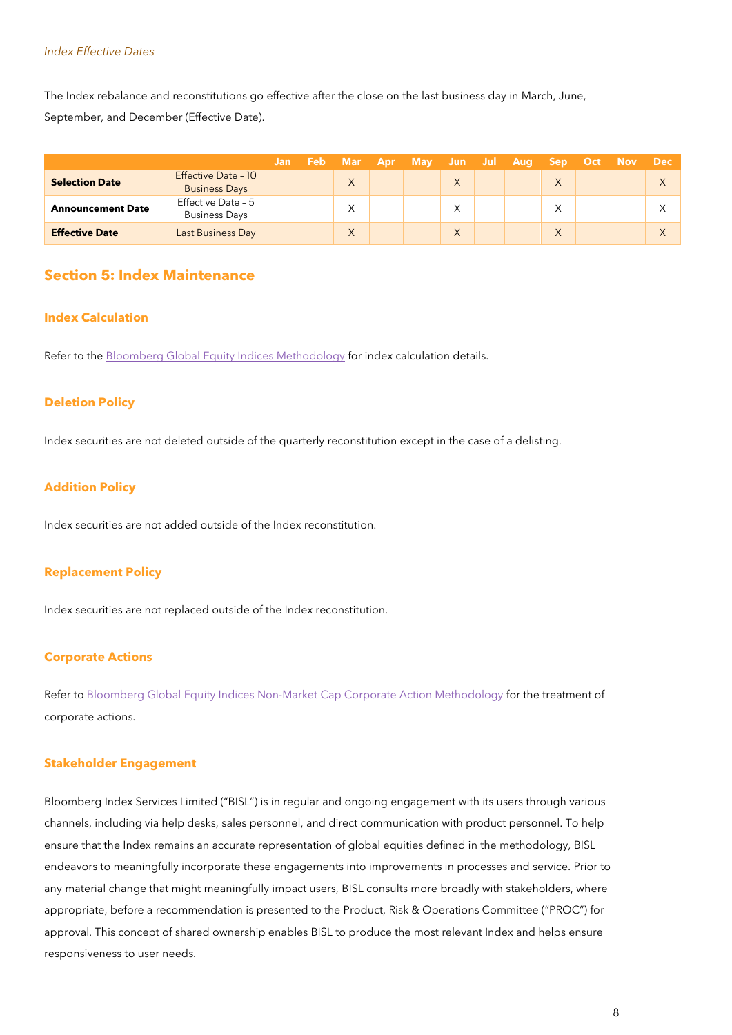*Index Effective Dates*

The Index rebalance and reconstitutions go effective after the close on the last business day in March, June, September, and December (Effective Date).

| | | Jan | Feb | Mar | Apr | May | Jun | Jul | Aug | Sep | Oct | Nov | Dec |
|---|---|---|---|---|---|---|---|---|---|---|---|---|---|
| **Selection Date** | Effective Date - 10 Business Days | | | X | | | X | | | X | | | X |
| **Announcement Date** | Effective Date - 5 Business Days | | | X | | | X | | | X | | | X |
| **Effective Date** | Last Business Day | | | X | | | X | | | X | | | X |

## Section 5: Index Maintenance

### Index Calculation

Refer to the Bloomberg Global Equity Indices Methodology for index calculation details.

### Deletion Policy

Index securities are not deleted outside of the quarterly reconstitution except in the case of a delisting.

### Addition Policy

Index securities are not added outside of the Index reconstitution.

### Replacement Policy

Index securities are not replaced outside of the Index reconstitution.

### Corporate Actions

Refer to Bloomberg Global Equity Indices Non-Market Cap Corporate Action Methodology for the treatment of corporate actions.

### Stakeholder Engagement

Bloomberg Index Services Limited ("BISL") is in regular and ongoing engagement with its users through various channels, including via help desks, sales personnel, and direct communication with product personnel. To help ensure that the Index remains an accurate representation of global equities defined in the methodology, BISL endeavors to meaningfully incorporate these engagements into improvements in processes and service. Prior to any material change that might meaningfully impact users, BISL consults more broadly with stakeholders, where appropriate, before a recommendation is presented to the Product, Risk & Operations Committee ("PROC") for approval. This concept of shared ownership enables BISL to produce the most relevant Index and helps ensure responsiveness to user needs.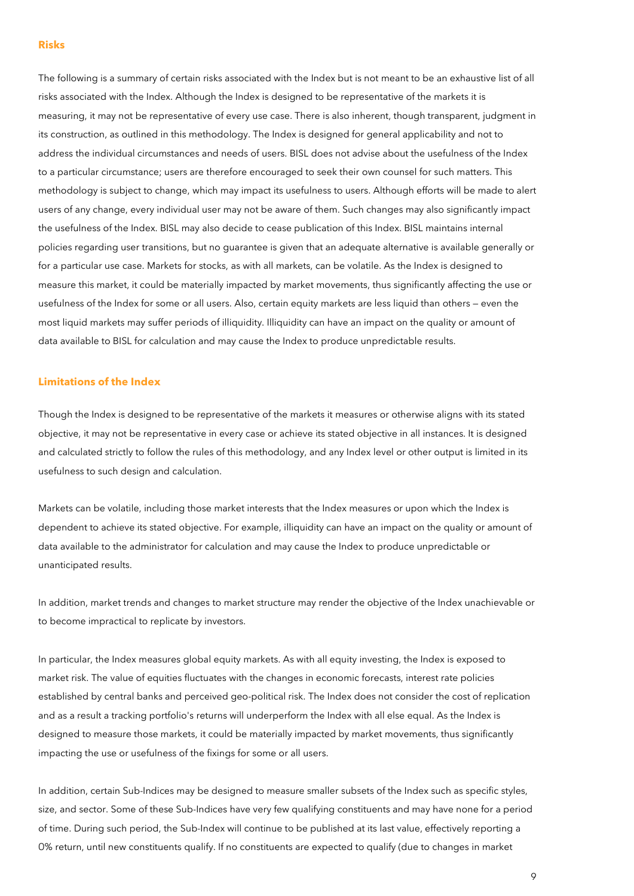## Risks

The following is a summary of certain risks associated with the Index but is not meant to be an exhaustive list of all risks associated with the Index. Although the Index is designed to be representative of the markets it is measuring, it may not be representative of every use case. There is also inherent, though transparent, judgment in its construction, as outlined in this methodology. The Index is designed for general applicability and not to address the individual circumstances and needs of users. BISL does not advise about the usefulness of the Index to a particular circumstance; users are therefore encouraged to seek their own counsel for such matters. This methodology is subject to change, which may impact its usefulness to users. Although efforts will be made to alert users of any change, every individual user may not be aware of them. Such changes may also significantly impact the usefulness of the Index. BISL may also decide to cease publication of this Index. BISL maintains internal policies regarding user transitions, but no guarantee is given that an adequate alternative is available generally or for a particular use case. Markets for stocks, as with all markets, can be volatile. As the Index is designed to measure this market, it could be materially impacted by market movements, thus significantly affecting the use or usefulness of the Index for some or all users. Also, certain equity markets are less liquid than others — even the most liquid markets may suffer periods of illiquidity. Illiquidity can have an impact on the quality or amount of data available to BISL for calculation and may cause the Index to produce unpredictable results.

## Limitations of the Index

Though the Index is designed to be representative of the markets it measures or otherwise aligns with its stated objective, it may not be representative in every case or achieve its stated objective in all instances. It is designed and calculated strictly to follow the rules of this methodology, and any Index level or other output is limited in its usefulness to such design and calculation.

Markets can be volatile, including those market interests that the Index measures or upon which the Index is dependent to achieve its stated objective. For example, illiquidity can have an impact on the quality or amount of data available to the administrator for calculation and may cause the Index to produce unpredictable or unanticipated results.

In addition, market trends and changes to market structure may render the objective of the Index unachievable or to become impractical to replicate by investors.

In particular, the Index measures global equity markets. As with all equity investing, the Index is exposed to market risk. The value of equities fluctuates with the changes in economic forecasts, interest rate policies established by central banks and perceived geo-political risk. The Index does not consider the cost of replication and as a result a tracking portfolio's returns will underperform the Index with all else equal. As the Index is designed to measure those markets, it could be materially impacted by market movements, thus significantly impacting the use or usefulness of the fixings for some or all users.

In addition, certain Sub-Indices may be designed to measure smaller subsets of the Index such as specific styles, size, and sector. Some of these Sub-Indices have very few qualifying constituents and may have none for a period of time. During such period, the Sub-Index will continue to be published at its last value, effectively reporting a 0% return, until new constituents qualify. If no constituents are expected to qualify (due to changes in market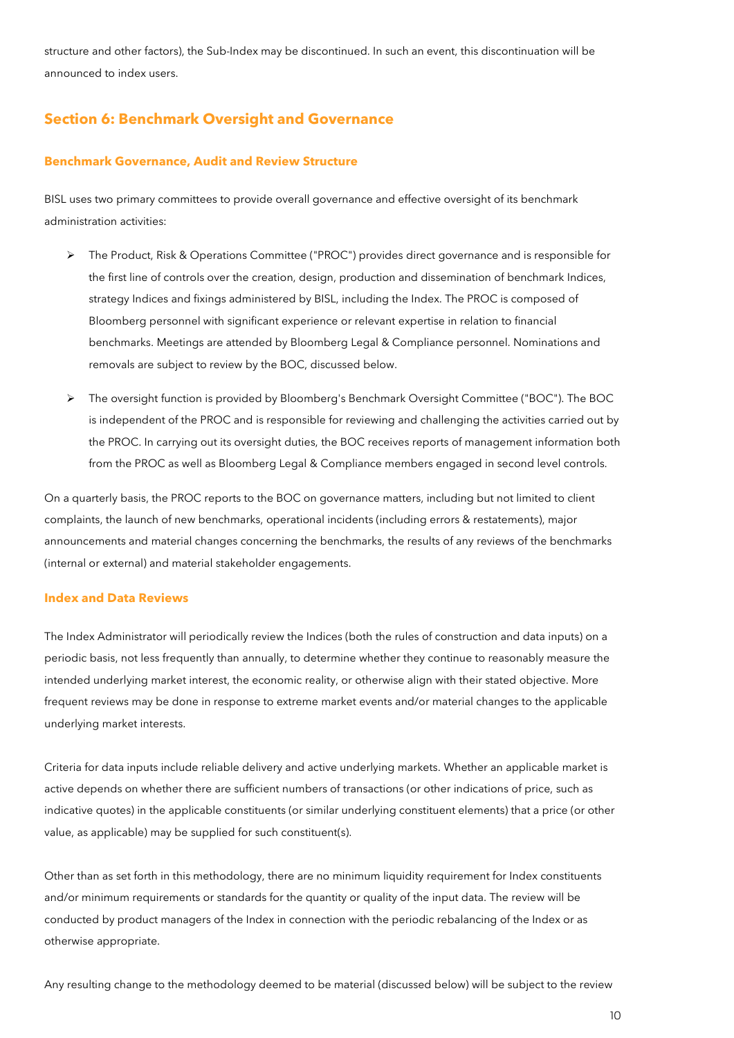structure and other factors), the Sub-Index may be discontinued. In such an event, this discontinuation will be announced to index users.

## Section 6: Benchmark Oversight and Governance

### Benchmark Governance, Audit and Review Structure

BISL uses two primary committees to provide overall governance and effective oversight of its benchmark administration activities:

- The Product, Risk & Operations Committee ("PROC") provides direct governance and is responsible for the first line of controls over the creation, design, production and dissemination of benchmark Indices, strategy Indices and fixings administered by BISL, including the Index. The PROC is composed of Bloomberg personnel with significant experience or relevant expertise in relation to financial benchmarks. Meetings are attended by Bloomberg Legal & Compliance personnel. Nominations and removals are subject to review by the BOC, discussed below.
- The oversight function is provided by Bloomberg's Benchmark Oversight Committee ("BOC"). The BOC is independent of the PROC and is responsible for reviewing and challenging the activities carried out by the PROC. In carrying out its oversight duties, the BOC receives reports of management information both from the PROC as well as Bloomberg Legal & Compliance members engaged in second level controls.

On a quarterly basis, the PROC reports to the BOC on governance matters, including but not limited to client complaints, the launch of new benchmarks, operational incidents (including errors & restatements), major announcements and material changes concerning the benchmarks, the results of any reviews of the benchmarks (internal or external) and material stakeholder engagements.

### Index and Data Reviews

The Index Administrator will periodically review the Indices (both the rules of construction and data inputs) on a periodic basis, not less frequently than annually, to determine whether they continue to reasonably measure the intended underlying market interest, the economic reality, or otherwise align with their stated objective. More frequent reviews may be done in response to extreme market events and/or material changes to the applicable underlying market interests.

Criteria for data inputs include reliable delivery and active underlying markets. Whether an applicable market is active depends on whether there are sufficient numbers of transactions (or other indications of price, such as indicative quotes) in the applicable constituents (or similar underlying constituent elements) that a price (or other value, as applicable) may be supplied for such constituent(s).

Other than as set forth in this methodology, there are no minimum liquidity requirement for Index constituents and/or minimum requirements or standards for the quantity or quality of the input data. The review will be conducted by product managers of the Index in connection with the periodic rebalancing of the Index or as otherwise appropriate.

Any resulting change to the methodology deemed to be material (discussed below) will be subject to the review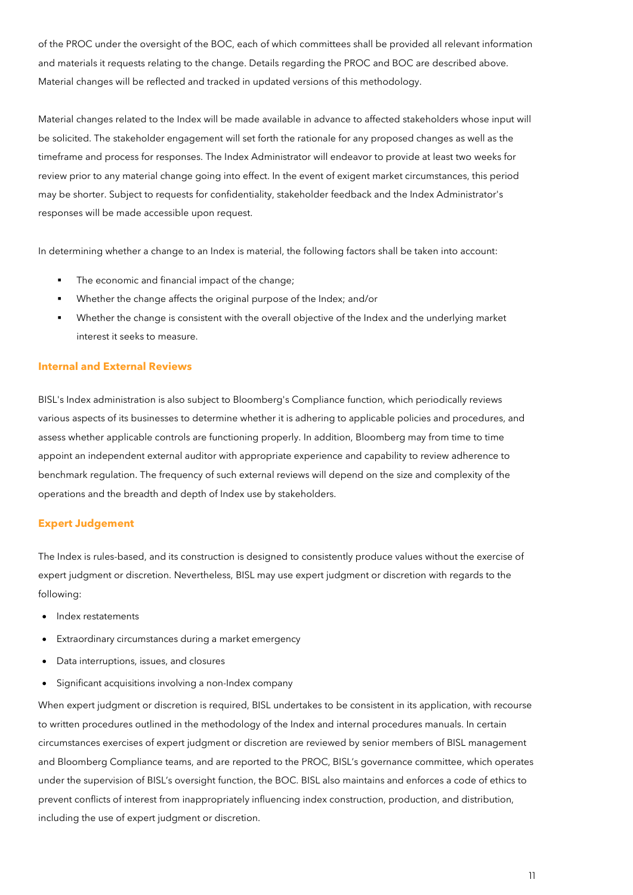of the PROC under the oversight of the BOC, each of which committees shall be provided all relevant information and materials it requests relating to the change. Details regarding the PROC and BOC are described above. Material changes will be reflected and tracked in updated versions of this methodology.

Material changes related to the Index will be made available in advance to affected stakeholders whose input will be solicited. The stakeholder engagement will set forth the rationale for any proposed changes as well as the timeframe and process for responses. The Index Administrator will endeavor to provide at least two weeks for review prior to any material change going into effect. In the event of exigent market circumstances, this period may be shorter. Subject to requests for confidentiality, stakeholder feedback and the Index Administrator's responses will be made accessible upon request.

In determining whether a change to an Index is material, the following factors shall be taken into account:

- The economic and financial impact of the change;
- Whether the change affects the original purpose of the Index; and/or
- Whether the change is consistent with the overall objective of the Index and the underlying market interest it seeks to measure.

### Internal and External Reviews

BISL's Index administration is also subject to Bloomberg's Compliance function, which periodically reviews various aspects of its businesses to determine whether it is adhering to applicable policies and procedures, and assess whether applicable controls are functioning properly. In addition, Bloomberg may from time to time appoint an independent external auditor with appropriate experience and capability to review adherence to benchmark regulation. The frequency of such external reviews will depend on the size and complexity of the operations and the breadth and depth of Index use by stakeholders.

### Expert Judgement

The Index is rules-based, and its construction is designed to consistently produce values without the exercise of expert judgment or discretion. Nevertheless, BISL may use expert judgment or discretion with regards to the following:

- Index restatements
- Extraordinary circumstances during a market emergency
- Data interruptions, issues, and closures
- Significant acquisitions involving a non-Index company

When expert judgment or discretion is required, BISL undertakes to be consistent in its application, with recourse to written procedures outlined in the methodology of the Index and internal procedures manuals. In certain circumstances exercises of expert judgment or discretion are reviewed by senior members of BISL management and Bloomberg Compliance teams, and are reported to the PROC, BISL's governance committee, which operates under the supervision of BISL's oversight function, the BOC. BISL also maintains and enforces a code of ethics to prevent conflicts of interest from inappropriately influencing index construction, production, and distribution, including the use of expert judgment or discretion.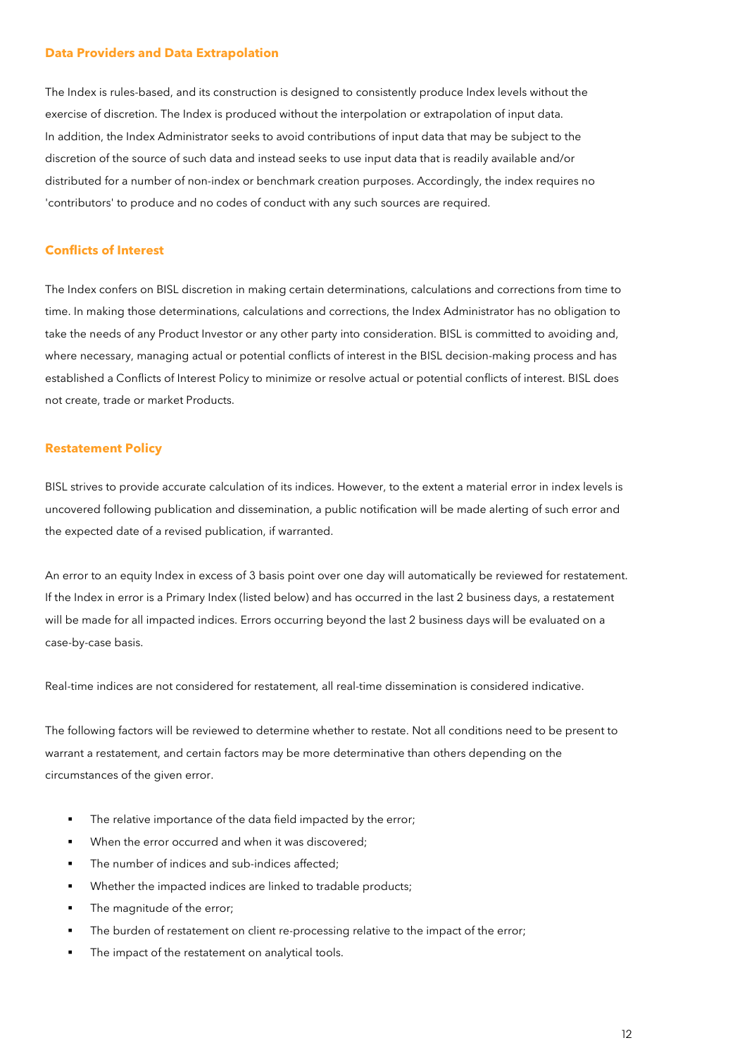### Data Providers and Data Extrapolation

The Index is rules-based, and its construction is designed to consistently produce Index levels without the exercise of discretion. The Index is produced without the interpolation or extrapolation of input data. In addition, the Index Administrator seeks to avoid contributions of input data that may be subject to the discretion of the source of such data and instead seeks to use input data that is readily available and/or distributed for a number of non-index or benchmark creation purposes. Accordingly, the index requires no 'contributors' to produce and no codes of conduct with any such sources are required.

### Conflicts of Interest

The Index confers on BISL discretion in making certain determinations, calculations and corrections from time to time. In making those determinations, calculations and corrections, the Index Administrator has no obligation to take the needs of any Product Investor or any other party into consideration. BISL is committed to avoiding and, where necessary, managing actual or potential conflicts of interest in the BISL decision-making process and has established a Conflicts of Interest Policy to minimize or resolve actual or potential conflicts of interest. BISL does not create, trade or market Products.

### Restatement Policy

BISL strives to provide accurate calculation of its indices. However, to the extent a material error in index levels is uncovered following publication and dissemination, a public notification will be made alerting of such error and the expected date of a revised publication, if warranted.

An error to an equity Index in excess of 3 basis point over one day will automatically be reviewed for restatement. If the Index in error is a Primary Index (listed below) and has occurred in the last 2 business days, a restatement will be made for all impacted indices. Errors occurring beyond the last 2 business days will be evaluated on a case-by-case basis.

Real-time indices are not considered for restatement, all real-time dissemination is considered indicative.

The following factors will be reviewed to determine whether to restate. Not all conditions need to be present to warrant a restatement, and certain factors may be more determinative than others depending on the circumstances of the given error.

- The relative importance of the data field impacted by the error;
- When the error occurred and when it was discovered;
- The number of indices and sub-indices affected;
- Whether the impacted indices are linked to tradable products;
- The magnitude of the error;
- The burden of restatement on client re-processing relative to the impact of the error;
- The impact of the restatement on analytical tools.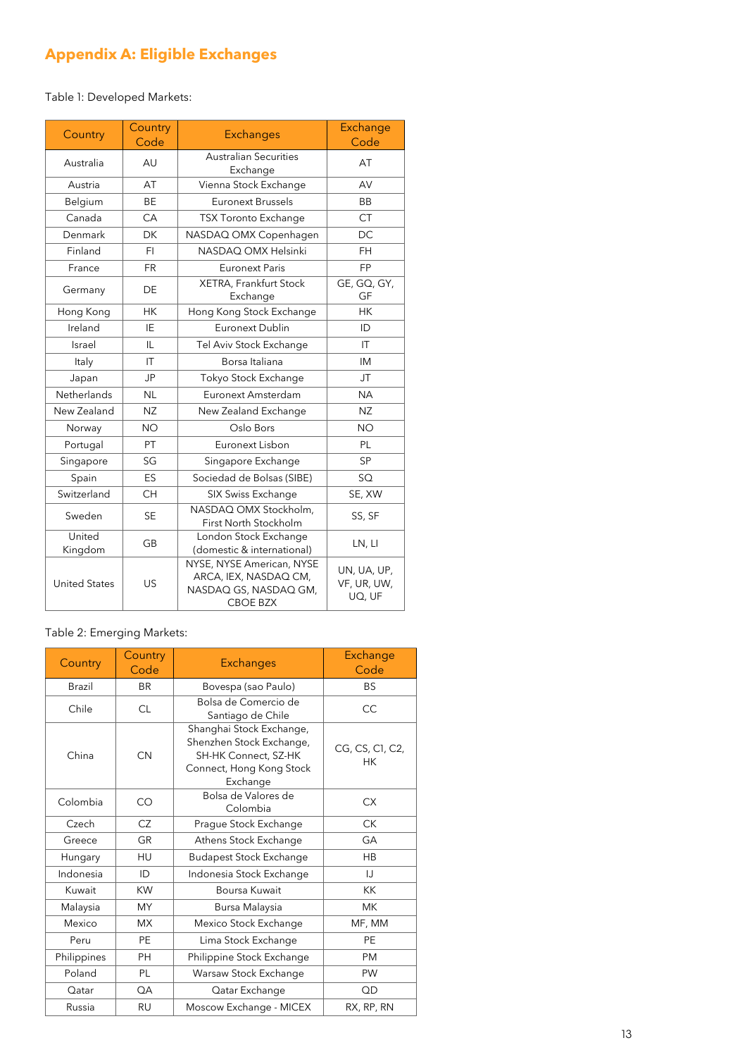## Appendix A: Eligible Exchanges

Table 1: Developed Markets:

| Country | Country Code | Exchanges | Exchange Code |
|---|---|---|---|
| Australia | AU | Australian Securities Exchange | AT |
| Austria | AT | Vienna Stock Exchange | AV |
| Belgium | BE | Euronext Brussels | BB |
| Canada | CA | TSX Toronto Exchange | CT |
| Denmark | DK | NASDAQ OMX Copenhagen | DC |
| Finland | FI | NASDAQ OMX Helsinki | FH |
| France | FR | Euronext Paris | FP |
| Germany | DE | XETRA, Frankfurt Stock Exchange | GE, GQ, GY, GF |
| Hong Kong | HK | Hong Kong Stock Exchange | HK |
| Ireland | IE | Euronext Dublin | ID |
| Israel | IL | Tel Aviv Stock Exchange | IT |
| Italy | IT | Borsa Italiana | IM |
| Japan | JP | Tokyo Stock Exchange | JT |
| Netherlands | NL | Euronext Amsterdam | NA |
| New Zealand | NZ | New Zealand Exchange | NZ |
| Norway | NO | Oslo Bors | NO |
| Portugal | PT | Euronext Lisbon | PL |
| Singapore | SG | Singapore Exchange | SP |
| Spain | ES | Sociedad de Bolsas (SIBE) | SQ |
| Switzerland | CH | SIX Swiss Exchange | SE, XW |
| Sweden | SE | NASDAQ OMX Stockholm, First North Stockholm | SS, SF |
| United Kingdom | GB | London Stock Exchange (domestic & international) | LN, LI |
| United States | US | NYSE, NYSE American, NYSE ARCA, IEX, NASDAQ CM, NASDAQ GS, NASDAQ GM, CBOE BZX | UN, UA, UP, VF, UR, UW, UQ, UF |

Table 2: Emerging Markets:

| Country | Country Code | Exchanges | Exchange Code |
|---|---|---|---|
| Brazil | BR | Bovespa (sao Paulo) | BS |
| Chile | CL | Bolsa de Comercio de Santiago de Chile | CC |
| China | CN | Shanghai Stock Exchange, Shenzhen Stock Exchange, SH-HK Connect, SZ-HK Connect, Hong Kong Stock Exchange | CG, CS, C1, C2, HK |
| Colombia | CO | Bolsa de Valores de Colombia | CX |
| Czech | CZ | Prague Stock Exchange | CK |
| Greece | GR | Athens Stock Exchange | GA |
| Hungary | HU | Budapest Stock Exchange | HB |
| Indonesia | ID | Indonesia Stock Exchange | IJ |
| Kuwait | KW | Boursa Kuwait | KK |
| Malaysia | MY | Bursa Malaysia | MK |
| Mexico | MX | Mexico Stock Exchange | MF, MM |
| Peru | PE | Lima Stock Exchange | PE |
| Philippines | PH | Philippine Stock Exchange | PM |
| Poland | PL | Warsaw Stock Exchange | PW |
| Qatar | QA | Qatar Exchange | QD |
| Russia | RU | Moscow Exchange - MICEX | RX, RP, RN |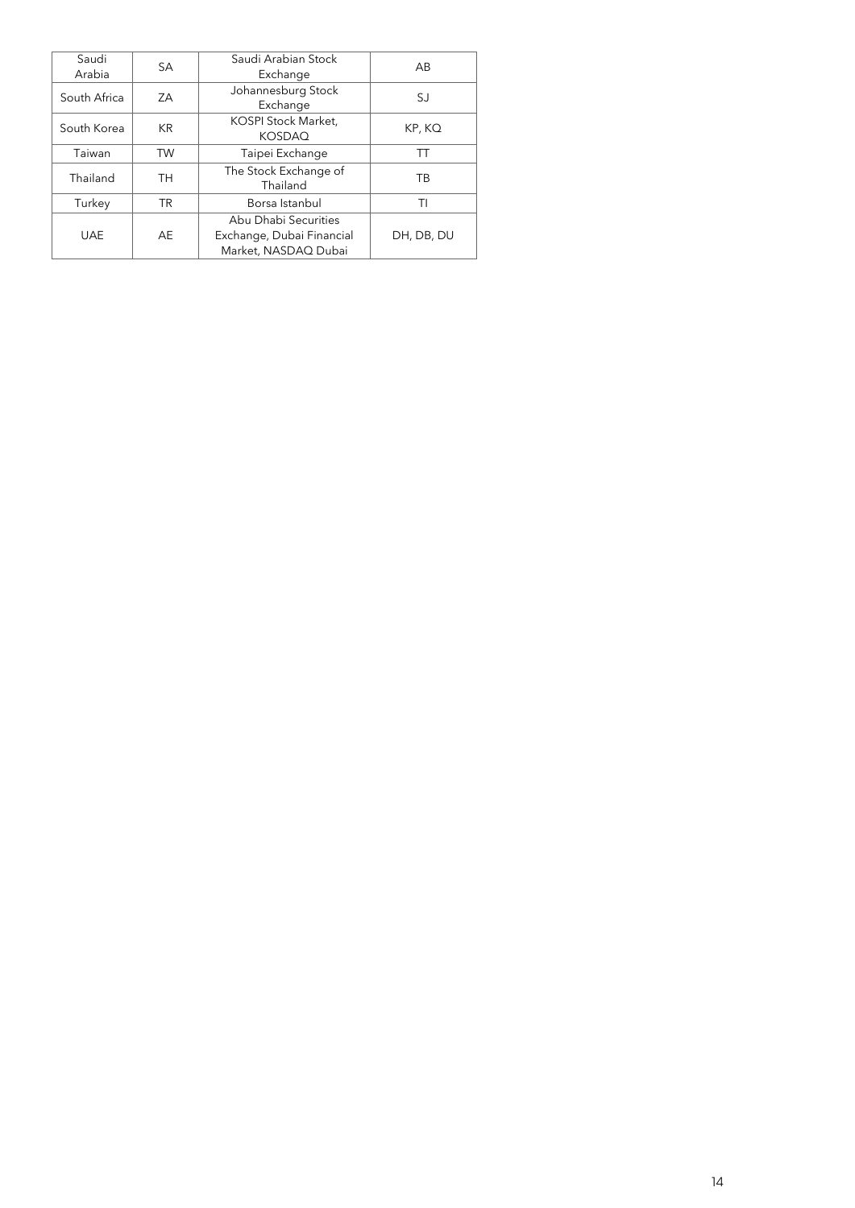| Saudi Arabia | SA | Saudi Arabian Stock Exchange | AB |
|---|---|---|---|
| South Africa | ZA | Johannesburg Stock Exchange | SJ |
| South Korea | KR | KOSPI Stock Market, KOSDAQ | KP, KQ |
| Taiwan | TW | Taipei Exchange | TT |
| Thailand | TH | The Stock Exchange of Thailand | TB |
| Turkey | TR | Borsa Istanbul | TI |
| UAE | AE | Abu Dhabi Securities Exchange, Dubai Financial Market, NASDAQ Dubai | DH, DB, DU |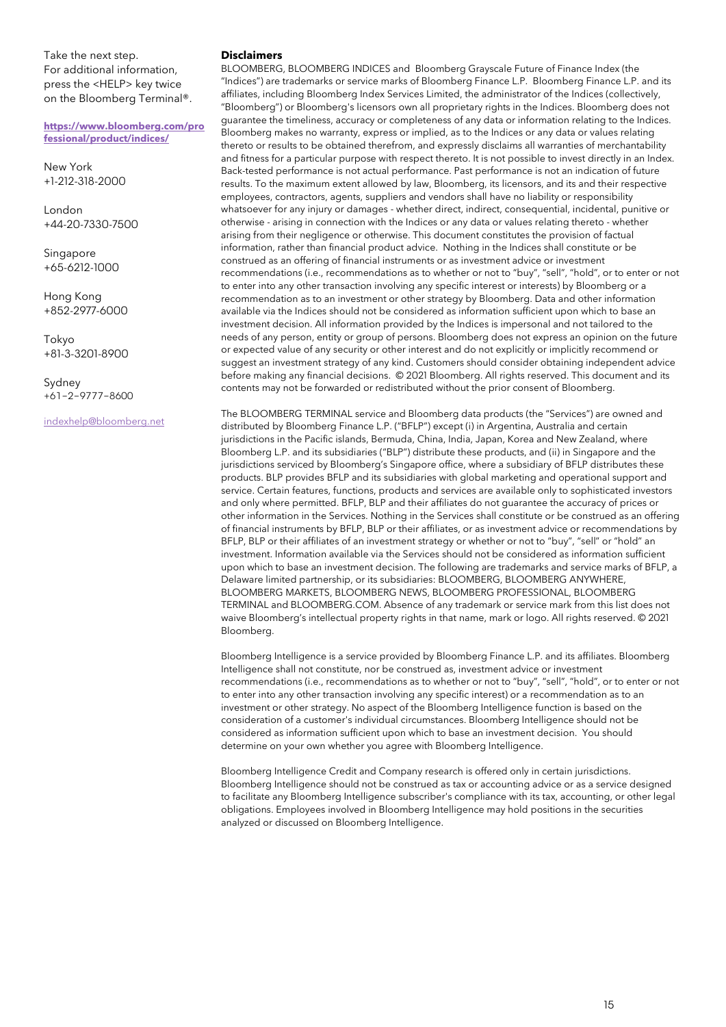Take the next step.
For additional information, press the <HELP> key twice on the Bloomberg Terminal®.

**https://www.bloomberg.com/professional/product/indices/**

New York
+1-212-318-2000

London
+44-20-7330-7500

Singapore
+65-6212-1000

Hong Kong
+852-2977-6000

Tokyo
+81-3-3201-8900

Sydney
+61−2−9777−8600

indexhelp@bloomberg.net

**Disclaimers**

BLOOMBERG, BLOOMBERG INDICES and Bloomberg Grayscale Future of Finance Index (the "Indices") are trademarks or service marks of Bloomberg Finance L.P. Bloomberg Finance L.P. and its affiliates, including Bloomberg Index Services Limited, the administrator of the Indices (collectively, "Bloomberg") or Bloomberg's licensors own all proprietary rights in the Indices. Bloomberg does not guarantee the timeliness, accuracy or completeness of any data or information relating to the Indices. Bloomberg makes no warranty, express or implied, as to the Indices or any data or values relating thereto or results to be obtained therefrom, and expressly disclaims all warranties of merchantability and fitness for a particular purpose with respect thereto. It is not possible to invest directly in an Index. Back-tested performance is not actual performance. Past performance is not an indication of future results. To the maximum extent allowed by law, Bloomberg, its licensors, and its and their respective employees, contractors, agents, suppliers and vendors shall have no liability or responsibility whatsoever for any injury or damages - whether direct, indirect, consequential, incidental, punitive or otherwise - arising in connection with the Indices or any data or values relating thereto - whether arising from their negligence or otherwise. This document constitutes the provision of factual information, rather than financial product advice. Nothing in the Indices shall constitute or be construed as an offering of financial instruments or as investment advice or investment recommendations (i.e., recommendations as to whether or not to "buy", "sell", "hold", or to enter or not to enter into any other transaction involving any specific interest or interests) by Bloomberg or a recommendation as to an investment or other strategy by Bloomberg. Data and other information available via the Indices should not be considered as information sufficient upon which to base an investment decision. All information provided by the Indices is impersonal and not tailored to the needs of any person, entity or group of persons. Bloomberg does not express an opinion on the future or expected value of any security or other interest and do not explicitly or implicitly recommend or suggest an investment strategy of any kind. Customers should consider obtaining independent advice before making any financial decisions. © 2021 Bloomberg. All rights reserved. This document and its contents may not be forwarded or redistributed without the prior consent of Bloomberg.

The BLOOMBERG TERMINAL service and Bloomberg data products (the "Services") are owned and distributed by Bloomberg Finance L.P. ("BFLP") except (i) in Argentina, Australia and certain jurisdictions in the Pacific islands, Bermuda, China, India, Japan, Korea and New Zealand, where Bloomberg L.P. and its subsidiaries ("BLP") distribute these products, and (ii) in Singapore and the jurisdictions serviced by Bloomberg's Singapore office, where a subsidiary of BFLP distributes these products. BLP provides BFLP and its subsidiaries with global marketing and operational support and service. Certain features, functions, products and services are available only to sophisticated investors and only where permitted. BFLP, BLP and their affiliates do not guarantee the accuracy of prices or other information in the Services. Nothing in the Services shall constitute or be construed as an offering of financial instruments by BFLP, BLP or their affiliates, or as investment advice or recommendations by BFLP, BLP or their affiliates of an investment strategy or whether or not to "buy", "sell" or "hold" an investment. Information available via the Services should not be considered as information sufficient upon which to base an investment decision. The following are trademarks and service marks of BFLP, a Delaware limited partnership, or its subsidiaries: BLOOMBERG, BLOOMBERG ANYWHERE, BLOOMBERG MARKETS, BLOOMBERG NEWS, BLOOMBERG PROFESSIONAL, BLOOMBERG TERMINAL and BLOOMBERG.COM. Absence of any trademark or service mark from this list does not waive Bloomberg's intellectual property rights in that name, mark or logo. All rights reserved. © 2021 Bloomberg.

Bloomberg Intelligence is a service provided by Bloomberg Finance L.P. and its affiliates. Bloomberg Intelligence shall not constitute, nor be construed as, investment advice or investment recommendations (i.e., recommendations as to whether or not to "buy", "sell", "hold", or to enter or not to enter into any other transaction involving any specific interest) or a recommendation as to an investment or other strategy. No aspect of the Bloomberg Intelligence function is based on the consideration of a customer's individual circumstances. Bloomberg Intelligence should not be considered as information sufficient upon which to base an investment decision. You should determine on your own whether you agree with Bloomberg Intelligence.

Bloomberg Intelligence Credit and Company research is offered only in certain jurisdictions. Bloomberg Intelligence should not be construed as tax or accounting advice or as a service designed to facilitate any Bloomberg Intelligence subscriber's compliance with its tax, accounting, or other legal obligations. Employees involved in Bloomberg Intelligence may hold positions in the securities analyzed or discussed on Bloomberg Intelligence.